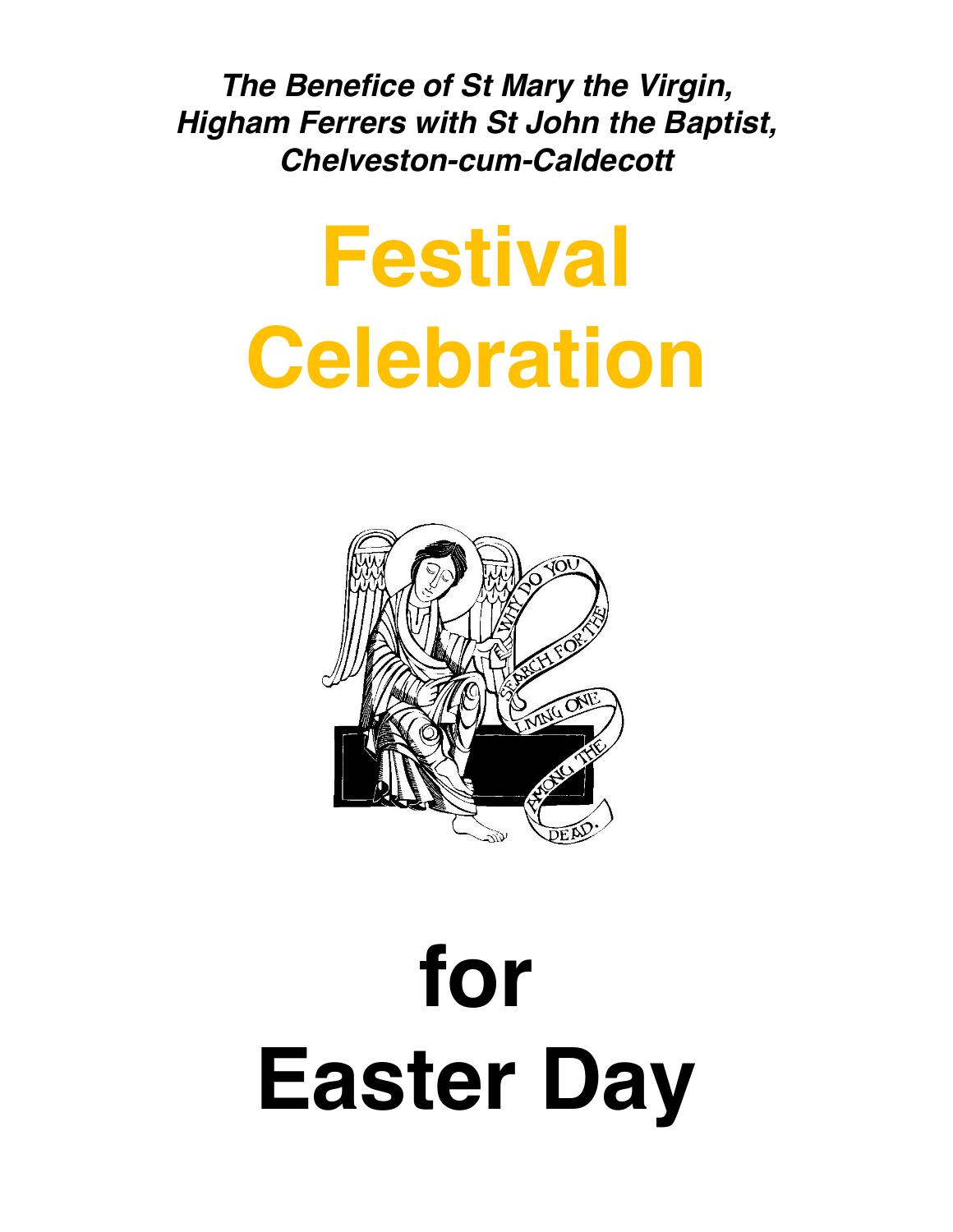***The Benefice of St Mary the Virgin, Higham Ferrers with St John the Baptist, Chelveston-cum-Caldecott***

# Festival Celebration

# for Easter Day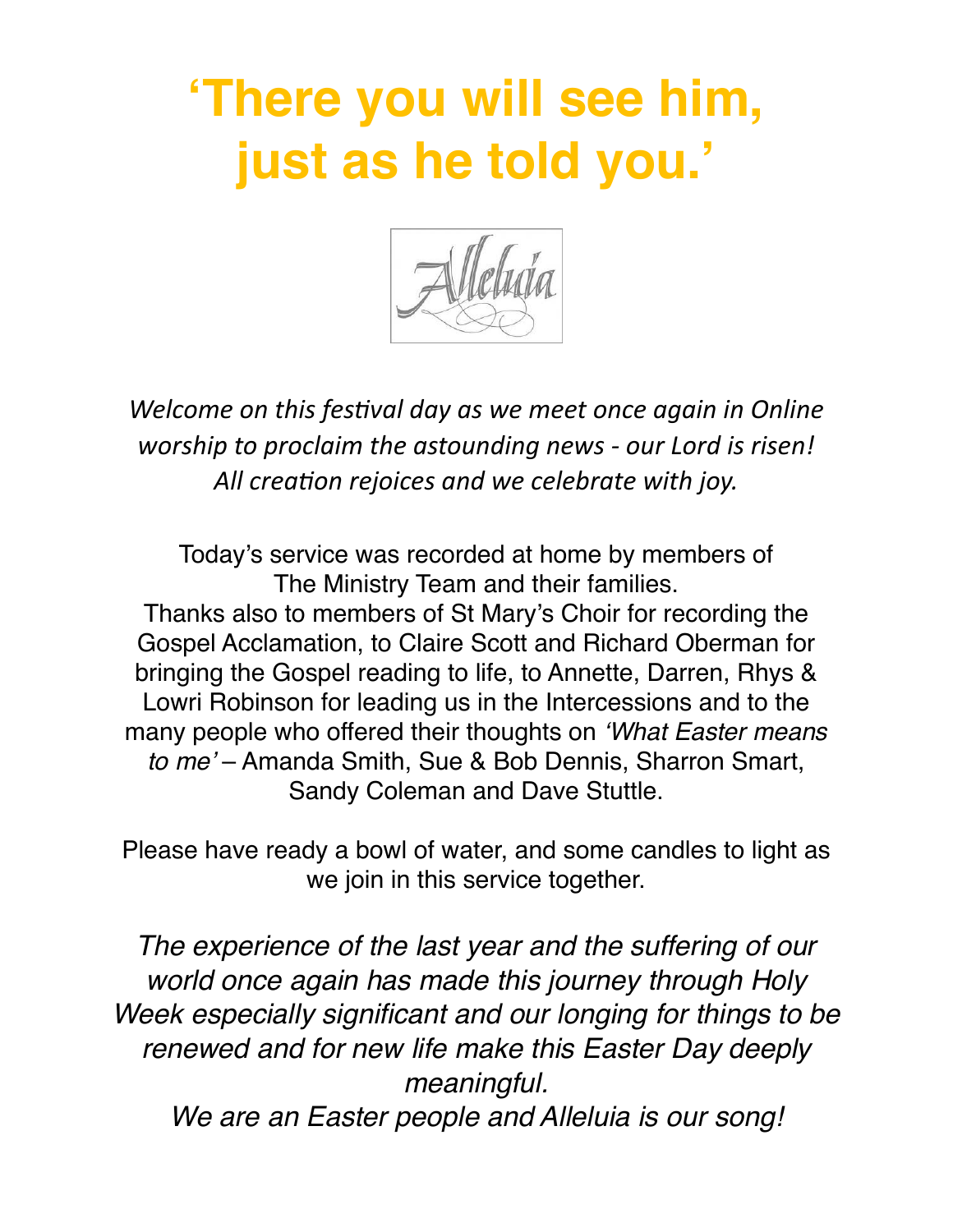# 'There you will see him, just as he told you.'

*Welcome on this festival day as we meet once again in Online worship to proclaim the astounding news - our Lord is risen! All creation rejoices and we celebrate with joy.*

Today's service was recorded at home by members of The Ministry Team and their families.
Thanks also to members of St Mary's Choir for recording the Gospel Acclamation, to Claire Scott and Richard Oberman for bringing the Gospel reading to life, to Annette, Darren, Rhys & Lowri Robinson for leading us in the Intercessions and to the many people who offered their thoughts on *'What Easter means to me'* – Amanda Smith, Sue & Bob Dennis, Sharron Smart, Sandy Coleman and Dave Stuttle.

Please have ready a bowl of water, and some candles to light as we join in this service together.

*The experience of the last year and the suffering of our world once again has made this journey through Holy Week especially significant and our longing for things to be renewed and for new life make this Easter Day deeply meaningful.*
*We are an Easter people and Alleluia is our song!*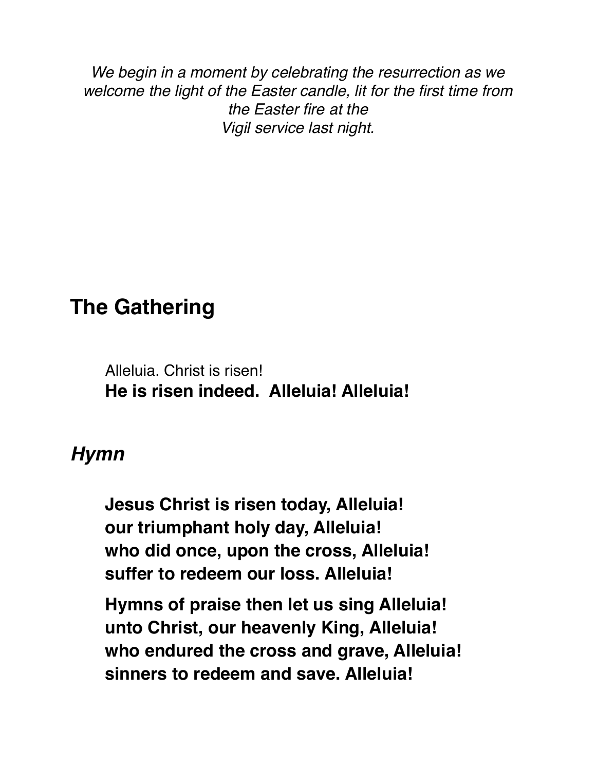*We begin in a moment by celebrating the resurrection as we welcome the light of the Easter candle, lit for the first time from the Easter fire at the Vigil service last night.*

## The Gathering

Alleluia. Christ is risen!
**He is risen indeed. Alleluia! Alleluia!**

### *Hymn*

**Jesus Christ is risen today, Alleluia!**
**our triumphant holy day, Alleluia!**
**who did once, upon the cross, Alleluia!**
**suffer to redeem our loss. Alleluia!**

**Hymns of praise then let us sing Alleluia!**
**unto Christ, our heavenly King, Alleluia!**
**who endured the cross and grave, Alleluia!**
**sinners to redeem and save. Alleluia!**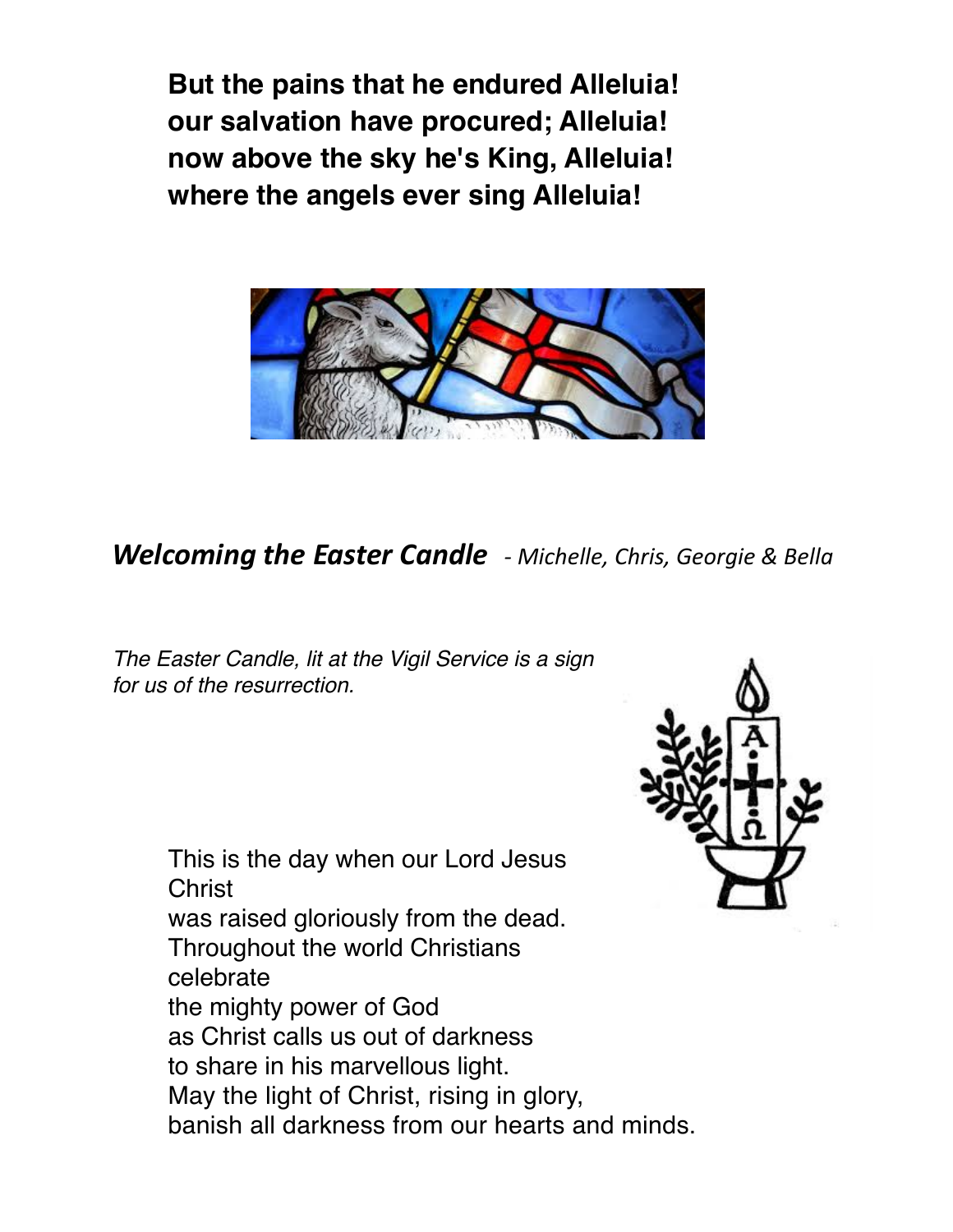**But the pains that he endured Alleluia!**
**our salvation have procured; Alleluia!**
**now above the sky he's King, Alleluia!**
**where the angels ever sing Alleluia!**

## ***Welcoming the Easter Candle*** *- Michelle, Chris, Georgie & Bella*

*The Easter Candle, lit at the Vigil Service is a sign for us of the resurrection.*

This is the day when our Lord Jesus Christ
was raised gloriously from the dead.
Throughout the world Christians celebrate
the mighty power of God
as Christ calls us out of darkness
to share in his marvellous light.
May the light of Christ, rising in glory,
banish all darkness from our hearts and minds.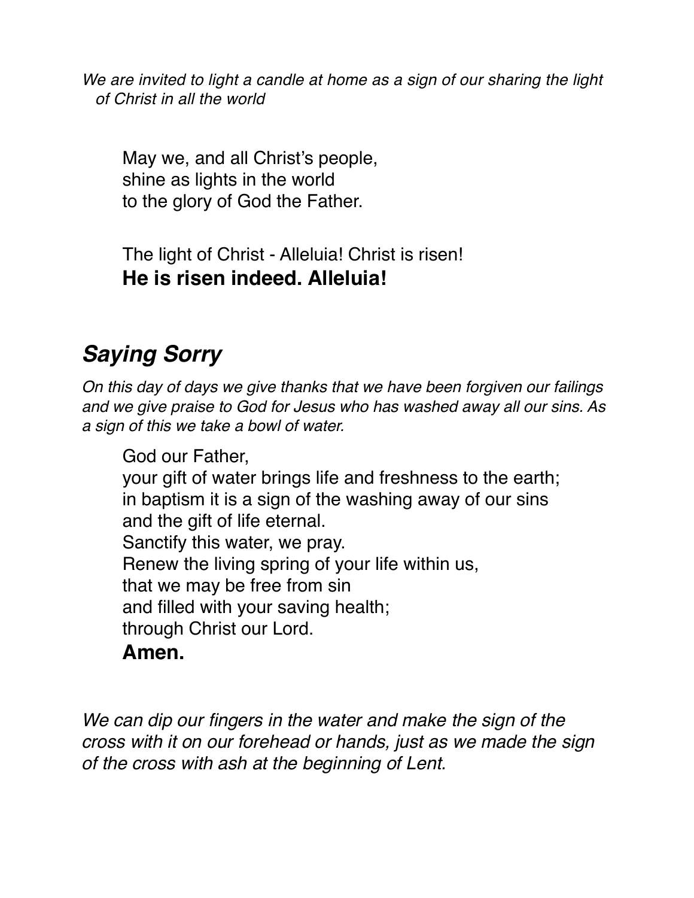*We are invited to light a candle at home as a sign of our sharing the light of Christ in all the world*

May we, and all Christ's people,  
shine as lights in the world  
to the glory of God the Father.

The light of Christ - Alleluia! Christ is risen!  
**He is risen indeed. Alleluia!**

## *Saying Sorry*

*On this day of days we give thanks that we have been forgiven our failings and we give praise to God for Jesus who has washed away all our sins. As a sign of this we take a bowl of water.*

God our Father,  
your gift of water brings life and freshness to the earth;  
in baptism it is a sign of the washing away of our sins  
and the gift of life eternal.  
Sanctify this water, we pray.  
Renew the living spring of your life within us,  
that we may be free from sin  
and filled with your saving health;  
through Christ our Lord.  
**Amen.**

*We can dip our fingers in the water and make the sign of the cross with it on our forehead or hands, just as we made the sign of the cross with ash at the beginning of Lent.*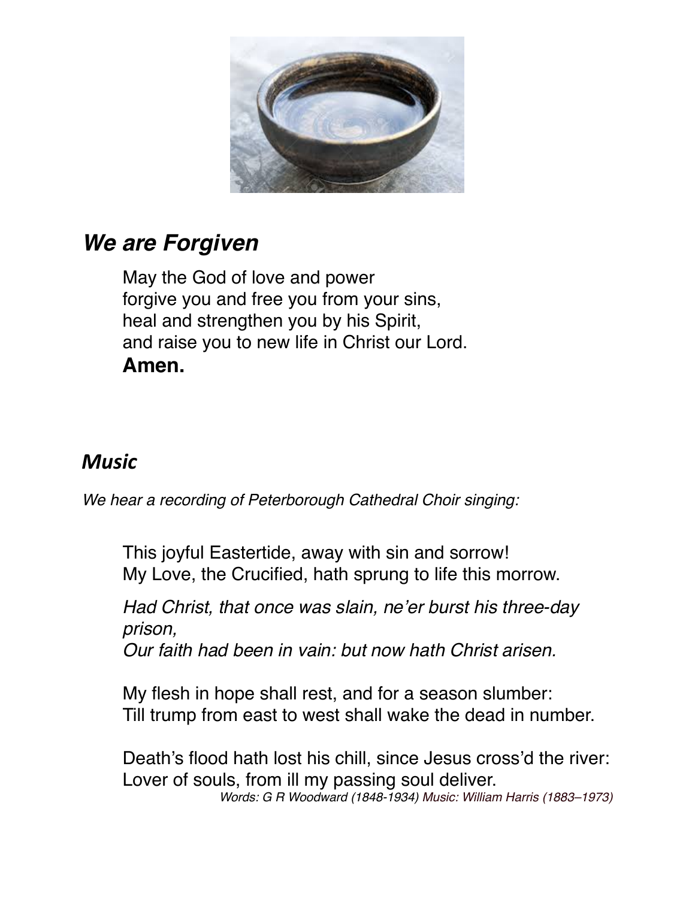## *We are Forgiven*

May the God of love and power
forgive you and free you from your sins,
heal and strengthen you by his Spirit,
and raise you to new life in Christ our Lord.
**Amen.**

## *Music*

*We hear a recording of Peterborough Cathedral Choir singing:*

This joyful Eastertide, away with sin and sorrow!
My Love, the Crucified, hath sprung to life this morrow.

*Had Christ, that once was slain, ne'er burst his three-day prison,*
*Our faith had been in vain: but now hath Christ arisen.*

My flesh in hope shall rest, and for a season slumber:
Till trump from east to west shall wake the dead in number.

Death's flood hath lost his chill, since Jesus cross'd the river:
Lover of souls, from ill my passing soul deliver.

*Words: G R Woodward (1848-1934) Music: William Harris (1883–1973)*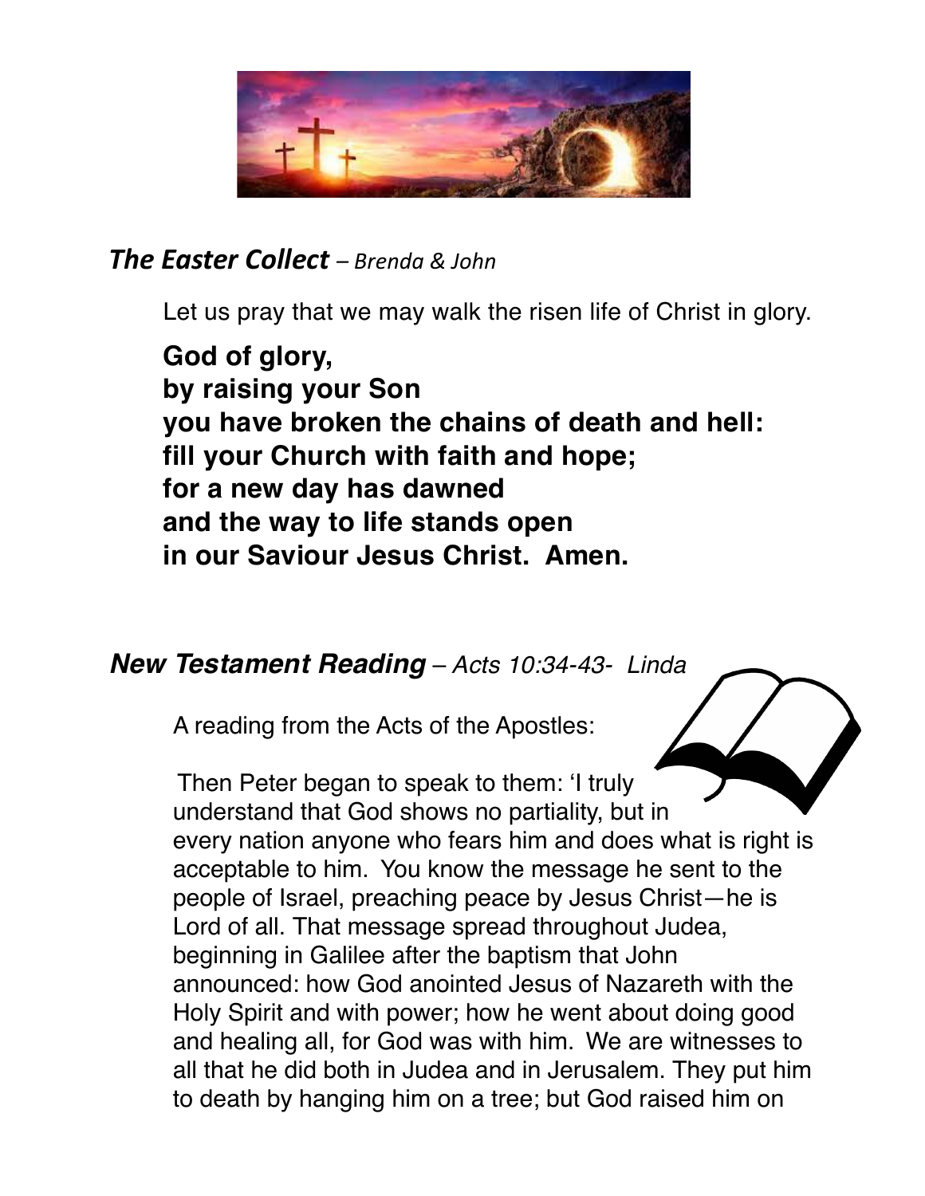## ***The Easter Collect*** *– Brenda & John*

Let us pray that we may walk the risen life of Christ in glory.

**God of glory,**
**by raising your Son**
**you have broken the chains of death and hell:**
**fill your Church with faith and hope;**
**for a new day has dawned**
**and the way to life stands open**
**in our Saviour Jesus Christ. Amen.**

## ***New Testament Reading*** *– Acts 10:34-43- Linda*

A reading from the Acts of the Apostles:

Then Peter began to speak to them: 'I truly understand that God shows no partiality, but in every nation anyone who fears him and does what is right is acceptable to him. You know the message he sent to the people of Israel, preaching peace by Jesus Christ—he is Lord of all. That message spread throughout Judea, beginning in Galilee after the baptism that John announced: how God anointed Jesus of Nazareth with the Holy Spirit and with power; how he went about doing good and healing all, for God was with him. We are witnesses to all that he did both in Judea and in Jerusalem. They put him to death by hanging him on a tree; but God raised him on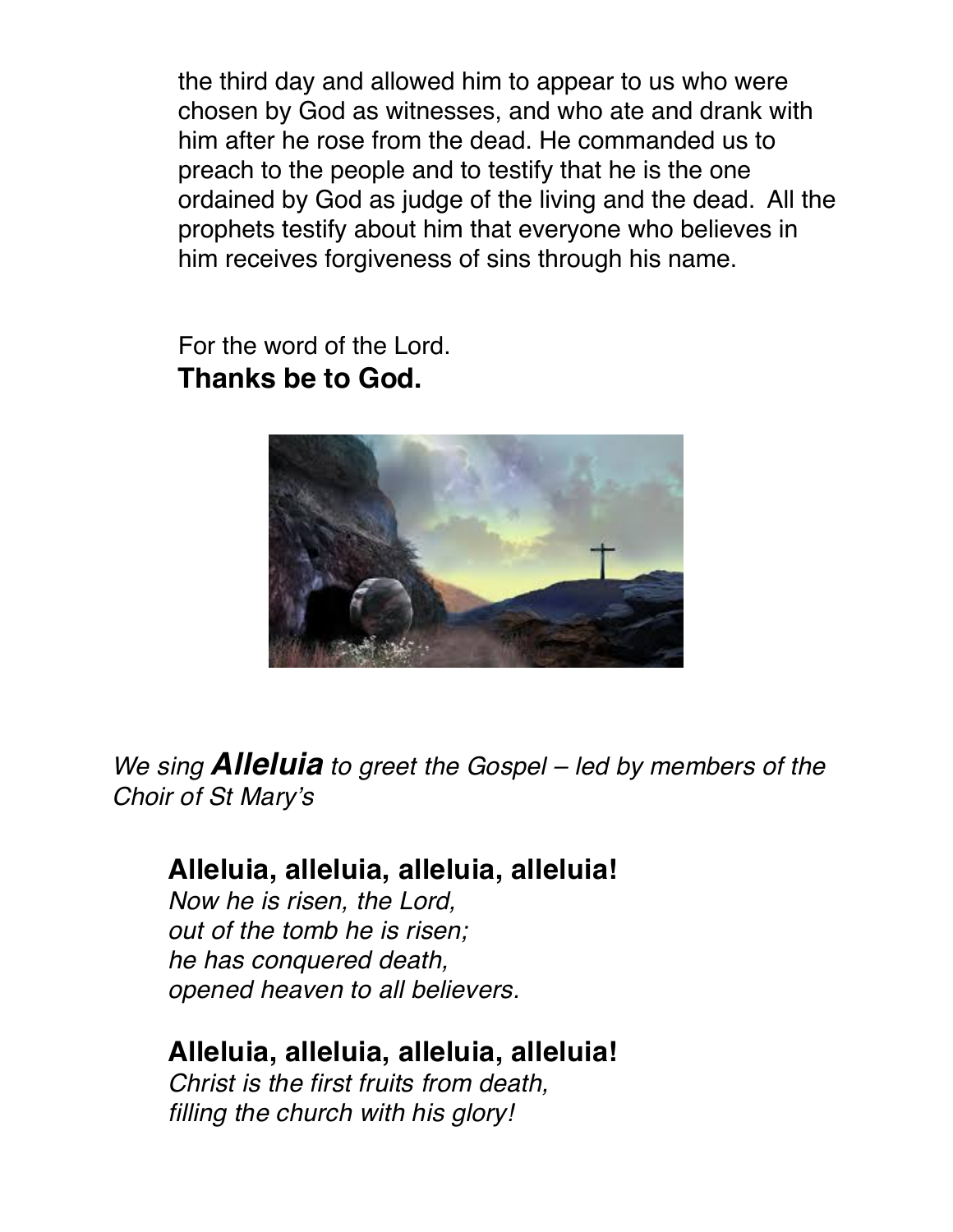the third day and allowed him to appear to us who were chosen by God as witnesses, and who ate and drank with him after he rose from the dead. He commanded us to preach to the people and to testify that he is the one ordained by God as judge of the living and the dead. All the prophets testify about him that everyone who believes in him receives forgiveness of sins through his name.

For the word of the Lord.
**Thanks be to God.**

*We sing* ***Alleluia*** *to greet the Gospel – led by members of the Choir of St Mary's*

**Alleluia, alleluia, alleluia, alleluia!**
*Now he is risen, the Lord,*
*out of the tomb he is risen;*
*he has conquered death,*
*opened heaven to all believers.*

**Alleluia, alleluia, alleluia, alleluia!**
*Christ is the first fruits from death,*
*filling the church with his glory!*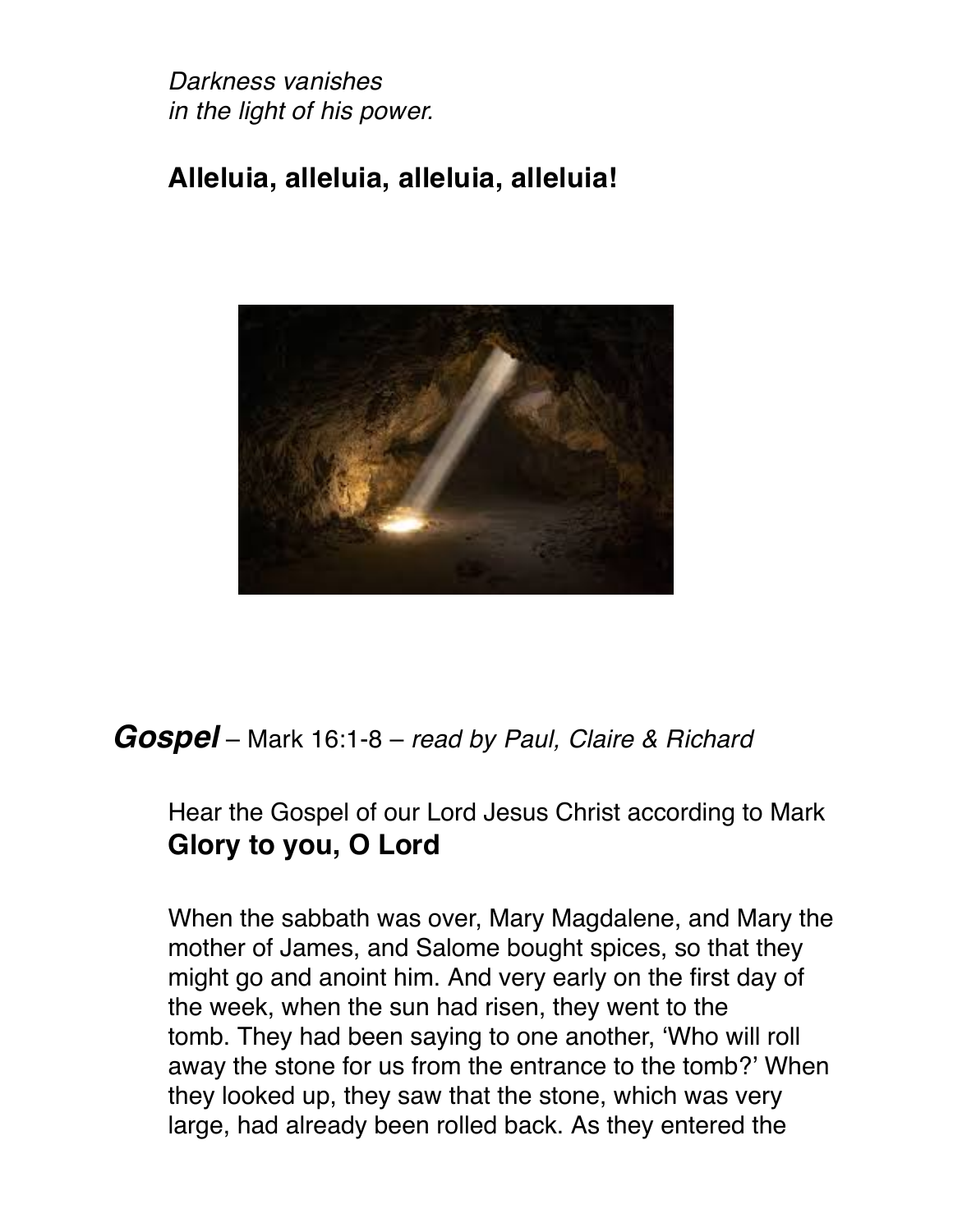*Darkness vanishes*
*in the light of his power.*

**Alleluia, alleluia, alleluia, alleluia!**

***Gospel*** – Mark 16:1-8 – *read by Paul, Claire & Richard*

Hear the Gospel of our Lord Jesus Christ according to Mark
**Glory to you, O Lord**

When the sabbath was over, Mary Magdalene, and Mary the mother of James, and Salome bought spices, so that they might go and anoint him. And very early on the first day of the week, when the sun had risen, they went to the tomb. They had been saying to one another, 'Who will roll away the stone for us from the entrance to the tomb?' When they looked up, they saw that the stone, which was very large, had already been rolled back. As they entered the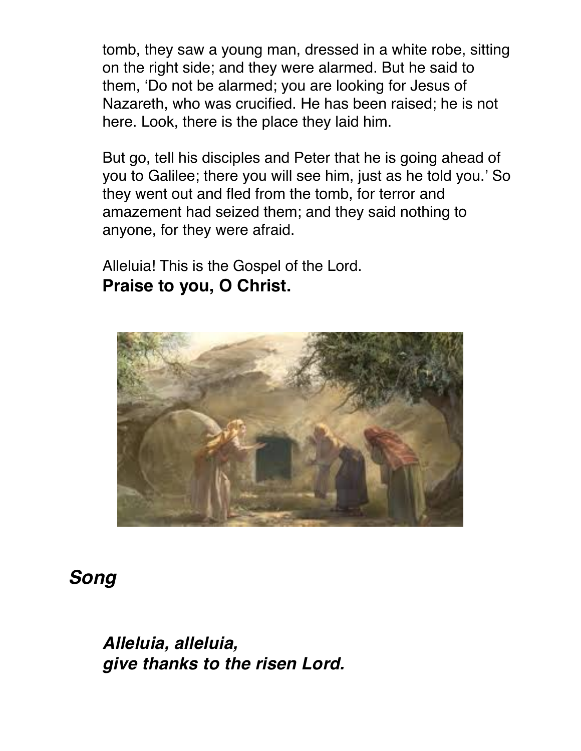tomb, they saw a young man, dressed in a white robe, sitting on the right side; and they were alarmed. But he said to them, 'Do not be alarmed; you are looking for Jesus of Nazareth, who was crucified. He has been raised; he is not here. Look, there is the place they laid him.

But go, tell his disciples and Peter that he is going ahead of you to Galilee; there you will see him, just as he told you.' So they went out and fled from the tomb, for terror and amazement had seized them; and they said nothing to anyone, for they were afraid.

Alleluia! This is the Gospel of the Lord.
**Praise to you, O Christ.**

## *Song*

***Alleluia, alleluia,***
***give thanks to the risen Lord.***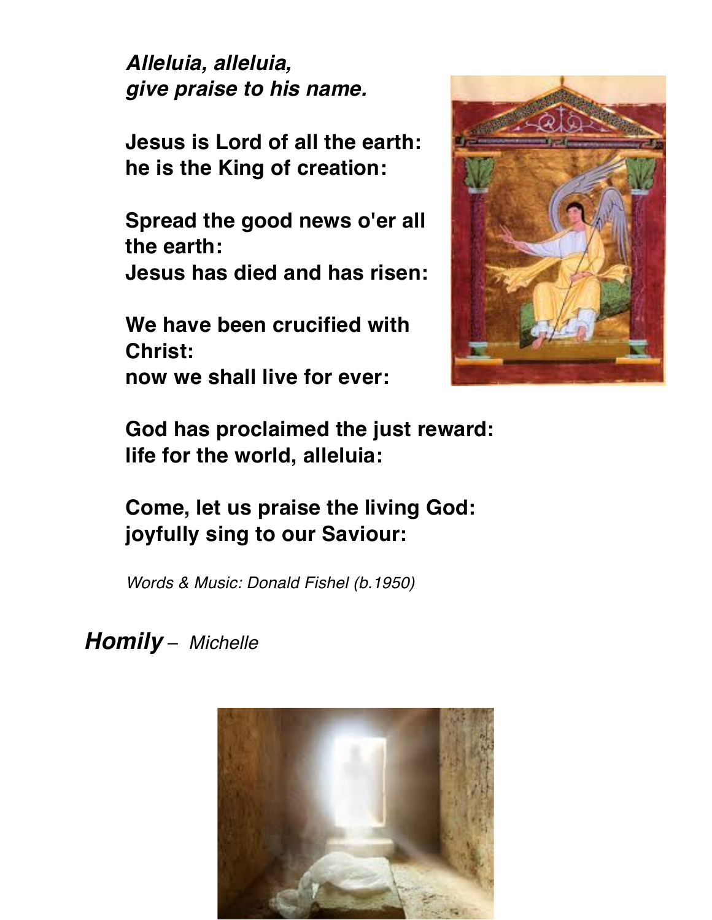***Alleluia, alleluia,***
***give praise to his name.***

**Jesus is Lord of all the earth:**
**he is the King of creation:**

**Spread the good news o'er all the earth:**
**Jesus has died and has risen:**

**We have been crucified with Christ:**
**now we shall live for ever:**

**God has proclaimed the just reward:**
**life for the world, alleluia:**

**Come, let us praise the living God:**
**joyfully sing to our Saviour:**

*Words & Music: Donald Fishel (b.1950)*

## ***Homily*** – *Michelle*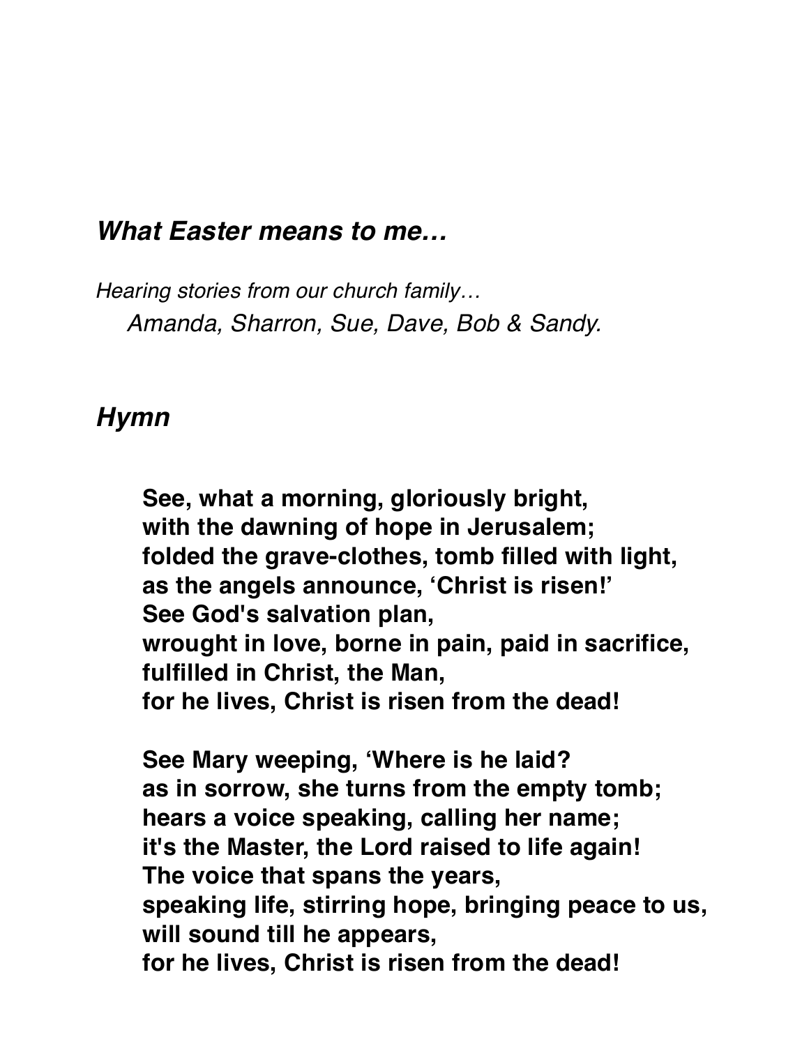### *What Easter means to me…*

*Hearing stories from our church family…*
*Amanda, Sharron, Sue, Dave, Bob & Sandy.*

### *Hymn*

**See, what a morning, gloriously bright,**
**with the dawning of hope in Jerusalem;**
**folded the grave-clothes, tomb filled with light,**
**as the angels announce, 'Christ is risen!'**
**See God's salvation plan,**
**wrought in love, borne in pain, paid in sacrifice,**
**fulfilled in Christ, the Man,**
**for he lives, Christ is risen from the dead!**

**See Mary weeping, 'Where is he laid?**
**as in sorrow, she turns from the empty tomb;**
**hears a voice speaking, calling her name;**
**it's the Master, the Lord raised to life again!**
**The voice that spans the years,**
**speaking life, stirring hope, bringing peace to us,**
**will sound till he appears,**
**for he lives, Christ is risen from the dead!**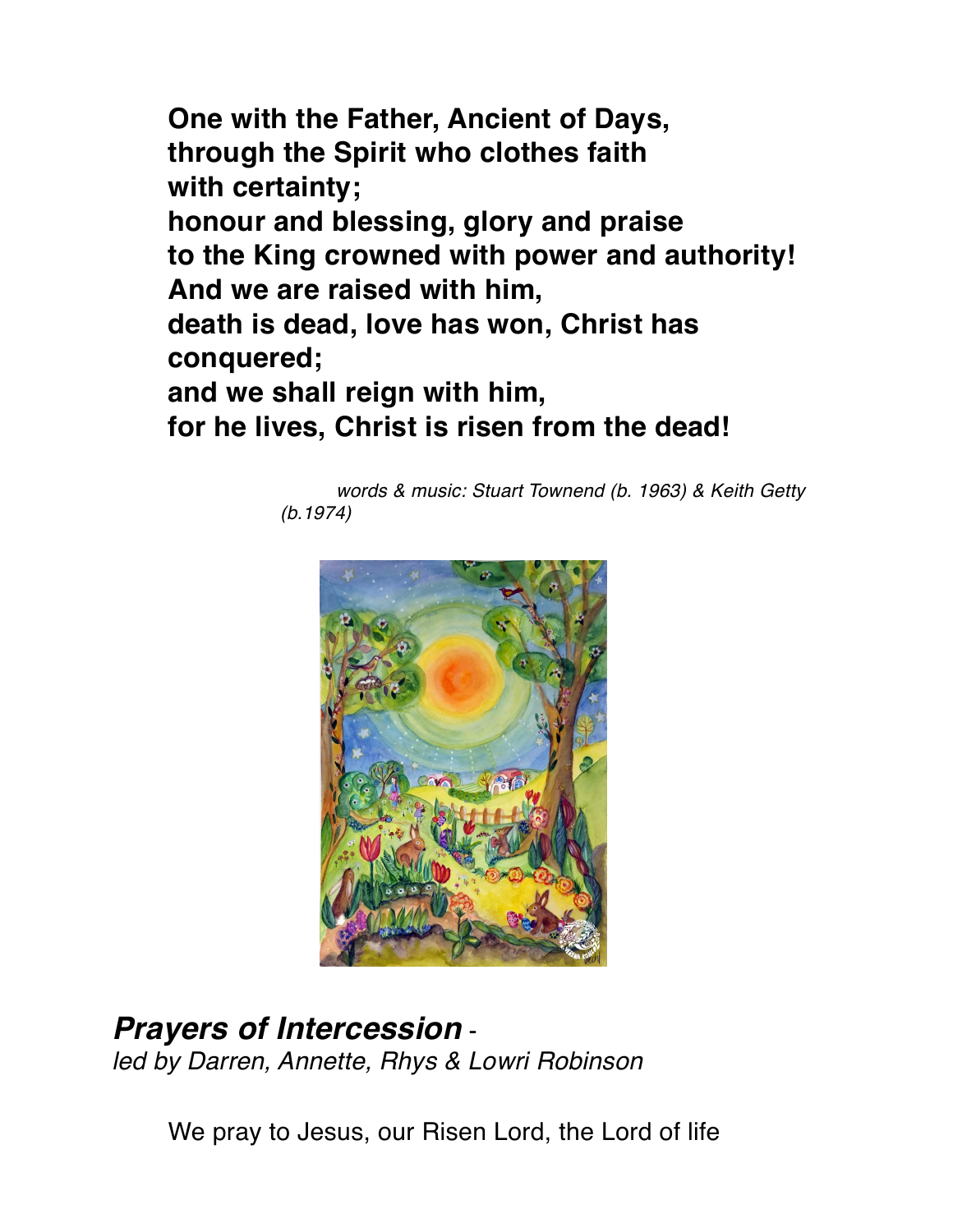**One with the Father, Ancient of Days,**
**through the Spirit who clothes faith**
**with certainty;**
**honour and blessing, glory and praise**
**to the King crowned with power and authority!**
**And we are raised with him,**
**death is dead, love has won, Christ has**
**conquered;**
**and we shall reign with him,**
**for he lives, Christ is risen from the dead!**

*words & music: Stuart Townend (b. 1963) & Keith Getty (b.1974)*

## ***Prayers of Intercession*** -
*led by Darren, Annette, Rhys & Lowri Robinson*

We pray to Jesus, our Risen Lord, the Lord of life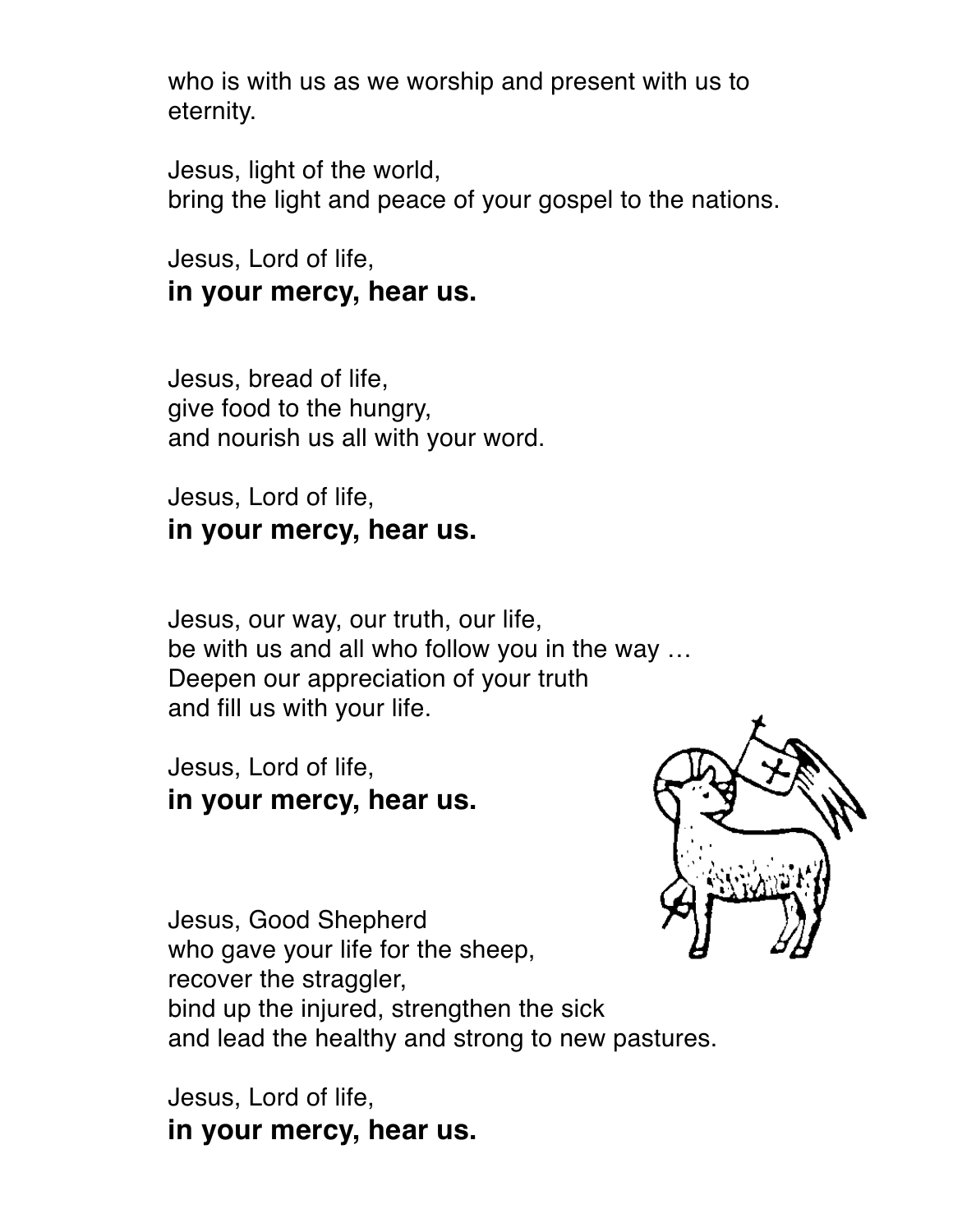who is with us as we worship and present with us to eternity.

Jesus, light of the world,
bring the light and peace of your gospel to the nations.

Jesus, Lord of life,
**in your mercy, hear us.**

Jesus, bread of life,
give food to the hungry,
and nourish us all with your word.

Jesus, Lord of life,
**in your mercy, hear us.**

Jesus, our way, our truth, our life,
be with us and all who follow you in the way …
Deepen our appreciation of your truth
and fill us with your life.

Jesus, Lord of life,
**in your mercy, hear us.**

Jesus, Good Shepherd
who gave your life for the sheep,
recover the straggler,
bind up the injured, strengthen the sick
and lead the healthy and strong to new pastures.

Jesus, Lord of life,
**in your mercy, hear us.**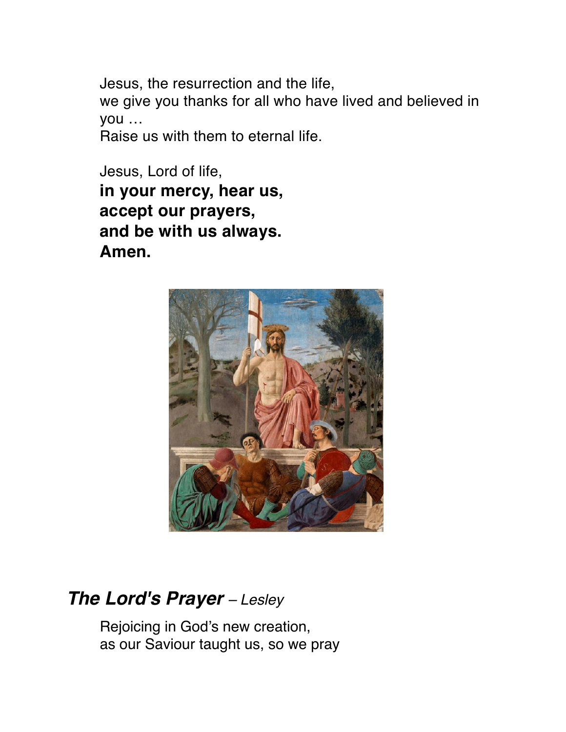Jesus, the resurrection and the life,
we give you thanks for all who have lived and believed in you …
Raise us with them to eternal life.

Jesus, Lord of life,
**in your mercy, hear us,**
**accept our prayers,**
**and be with us always.**
**Amen.**

## ***The Lord's Prayer*** – *Lesley*

Rejoicing in God's new creation,
as our Saviour taught us, so we pray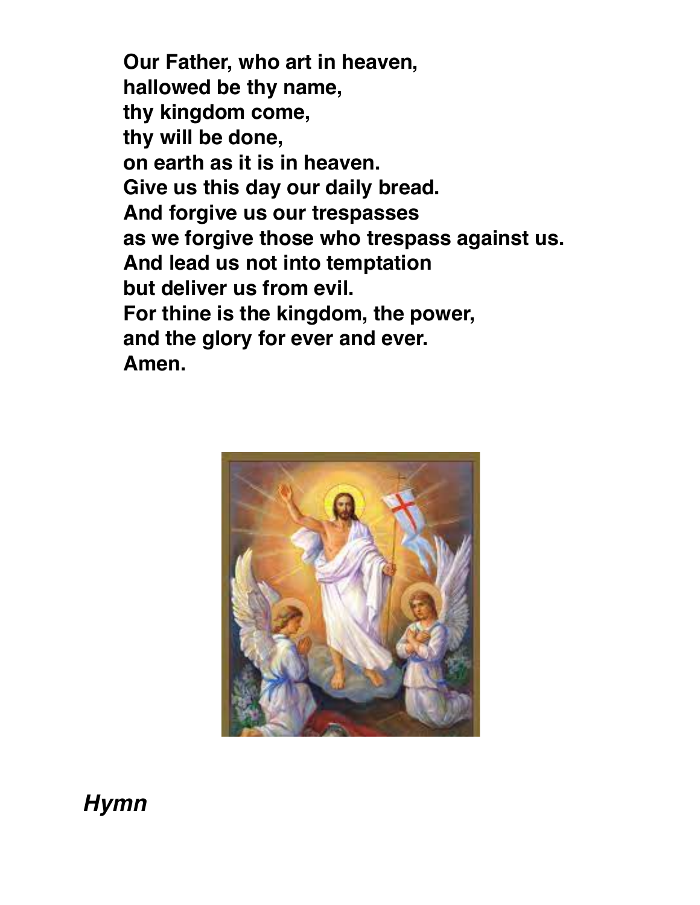**Our Father, who art in heaven,**
**hallowed be thy name,**
**thy kingdom come,**
**thy will be done,**
**on earth as it is in heaven.**
**Give us this day our daily bread.**
**And forgive us our trespasses**
**as we forgive those who trespass against us.**
**And lead us not into temptation**
**but deliver us from evil.**
**For thine is the kingdom, the power,**
**and the glory for ever and ever.**
**Amen.**

### ***Hymn***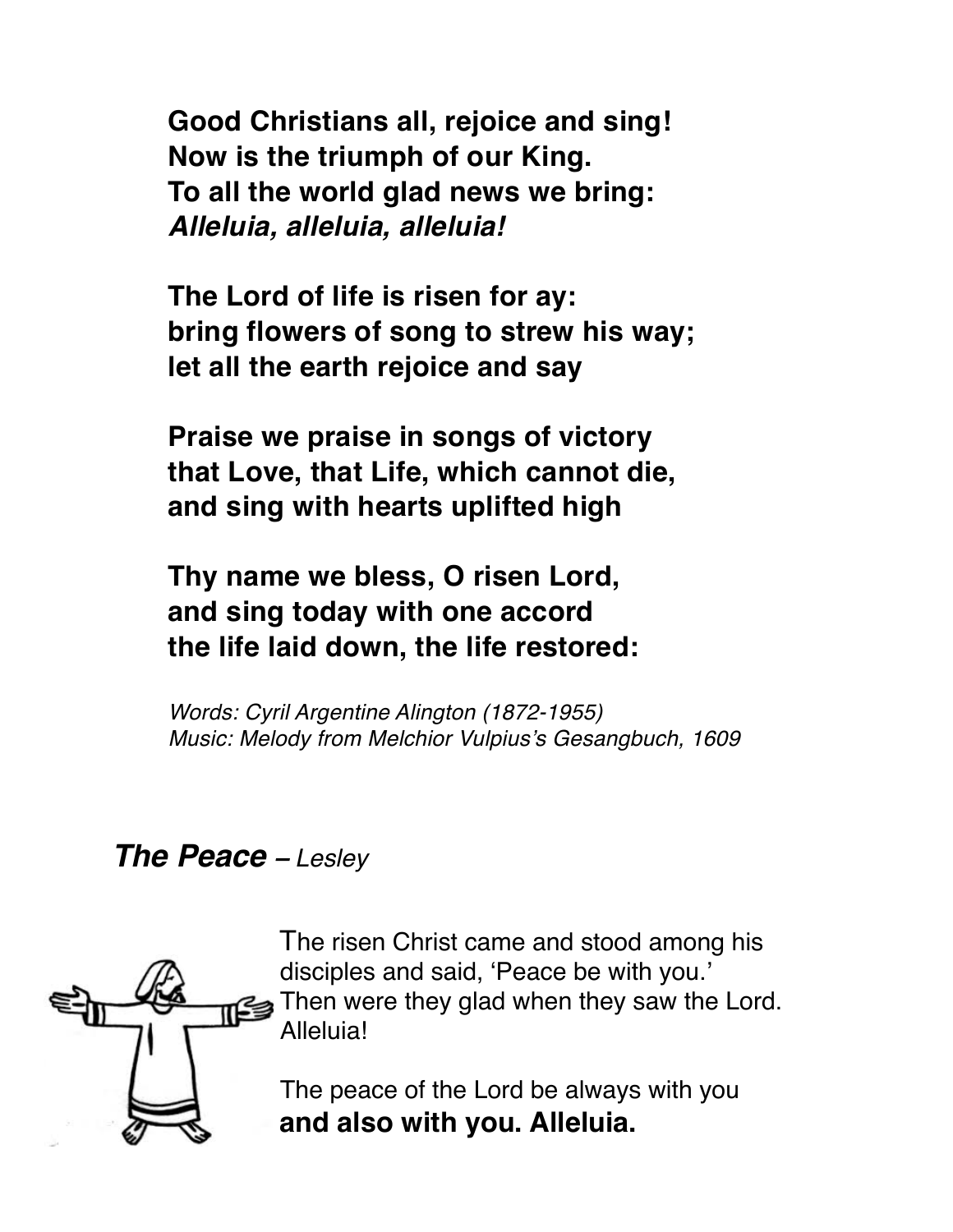**Good Christians all, rejoice and sing!**
**Now is the triumph of our King.**
**To all the world glad news we bring:**
***Alleluia, alleluia, alleluia!***

**The Lord of life is risen for ay:**
**bring flowers of song to strew his way;**
**let all the earth rejoice and say**

**Praise we praise in songs of victory**
**that Love, that Life, which cannot die,**
**and sing with hearts uplifted high**

**Thy name we bless, O risen Lord,**
**and sing today with one accord**
**the life laid down, the life restored:**

*Words: Cyril Argentine Alington (1872-1955)*
*Music: Melody from Melchior Vulpius's Gesangbuch, 1609*

## ***The Peace*** – *Lesley*

The risen Christ came and stood among his disciples and said, 'Peace be with you.' Then were they glad when they saw the Lord. Alleluia!

The peace of the Lord be always with you
**and also with you. Alleluia.**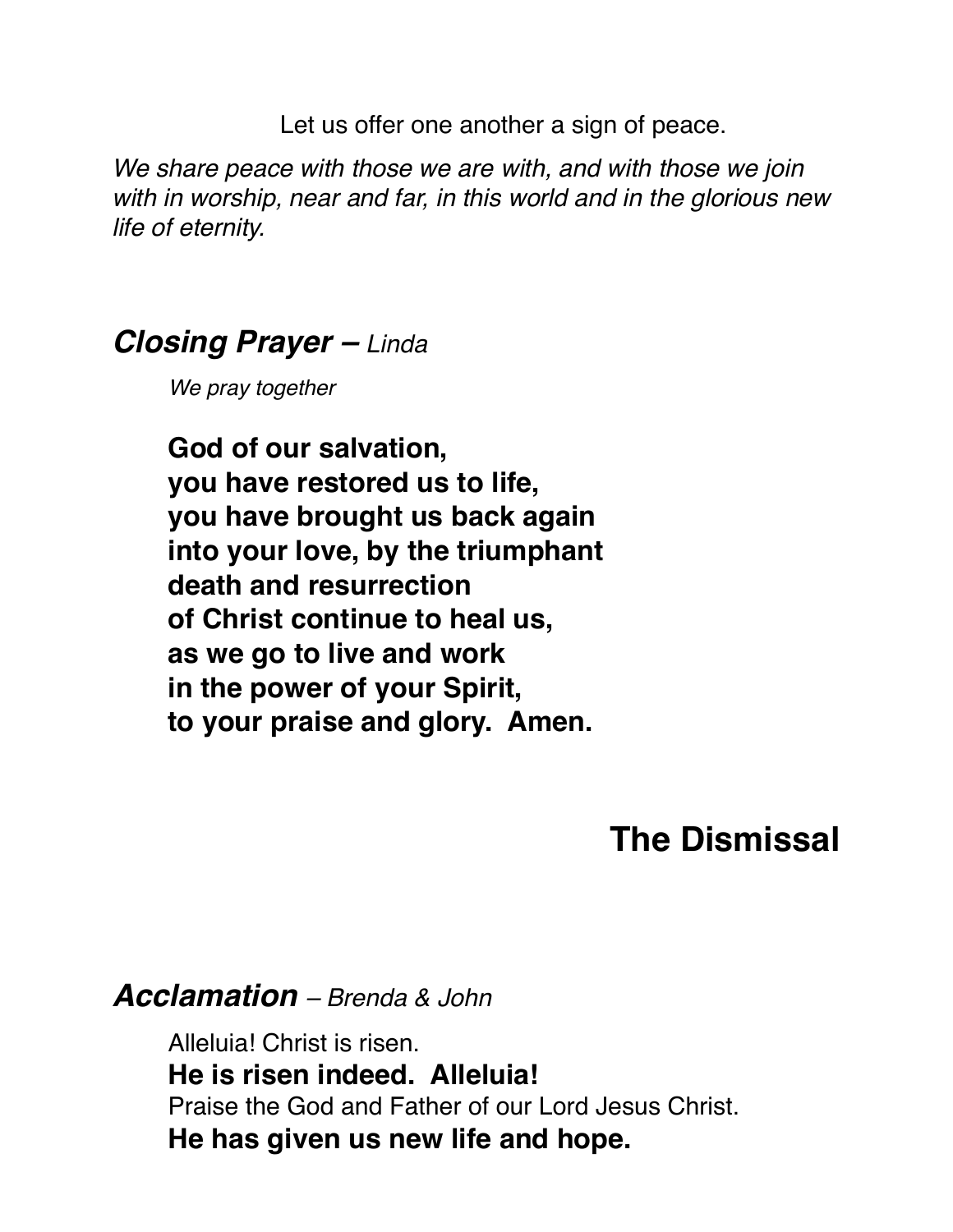Let us offer one another a sign of peace.

*We share peace with those we are with, and with those we join with in worship, near and far, in this world and in the glorious new life of eternity.*

### ***Closing Prayer –*** *Linda*

*We pray together*

**God of our salvation,**
**you have restored us to life,**
**you have brought us back again**
**into your love, by the triumphant**
**death and resurrection**
**of Christ continue to heal us,**
**as we go to live and work**
**in the power of your Spirit,**
**to your praise and glory. Amen.**

## The Dismissal

### ***Acclamation*** *– Brenda & John*

Alleluia! Christ is risen.
**He is risen indeed. Alleluia!**
Praise the God and Father of our Lord Jesus Christ.
**He has given us new life and hope.**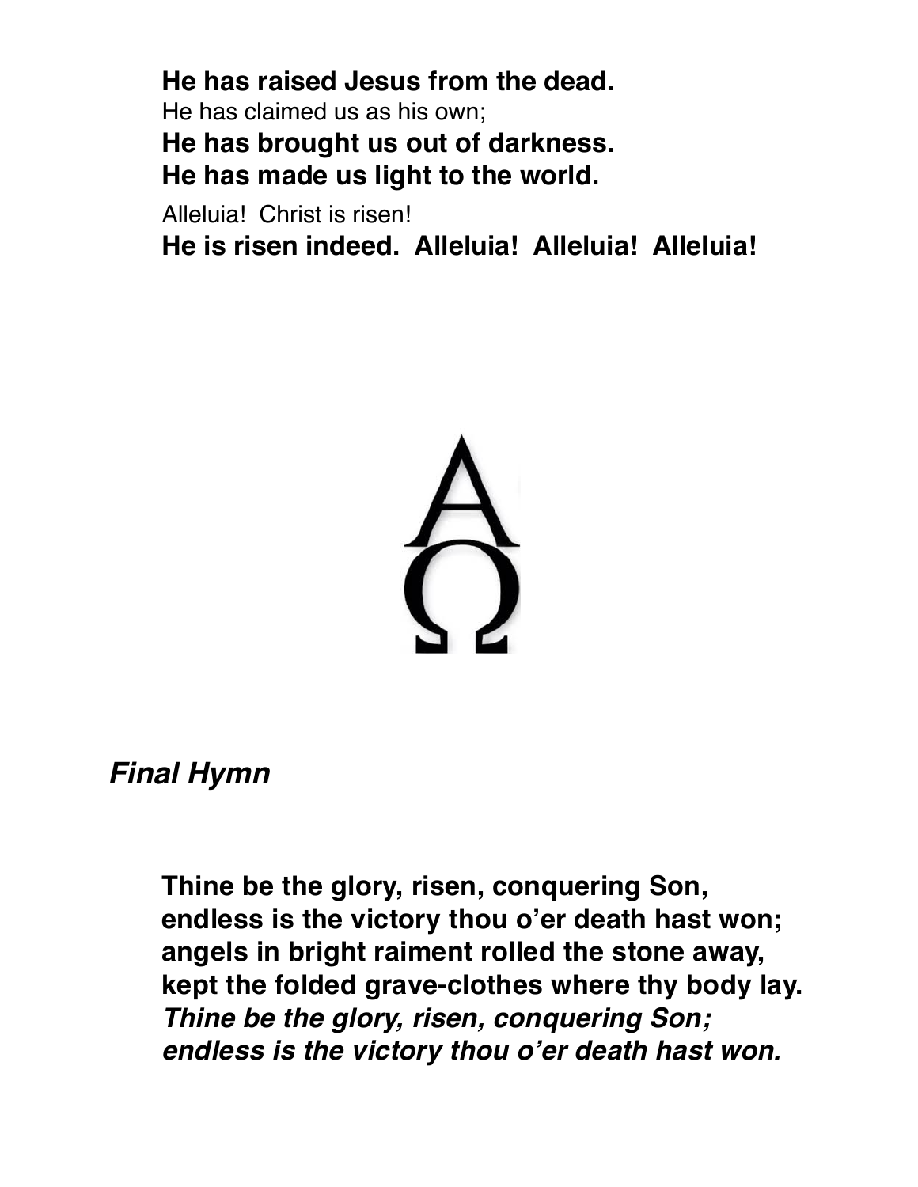**He has raised Jesus from the dead.**
He has claimed us as his own;
**He has brought us out of darkness.**
**He has made us light to the world.**

Alleluia! Christ is risen!
**He is risen indeed. Alleluia! Alleluia! Alleluia!**

## *Final Hymn*

**Thine be the glory, risen, conquering Son,**
**endless is the victory thou o'er death hast won;**
**angels in bright raiment rolled the stone away,**
**kept the folded grave-clothes where thy body lay.**
***Thine be the glory, risen, conquering Son;***
***endless is the victory thou o'er death hast won.***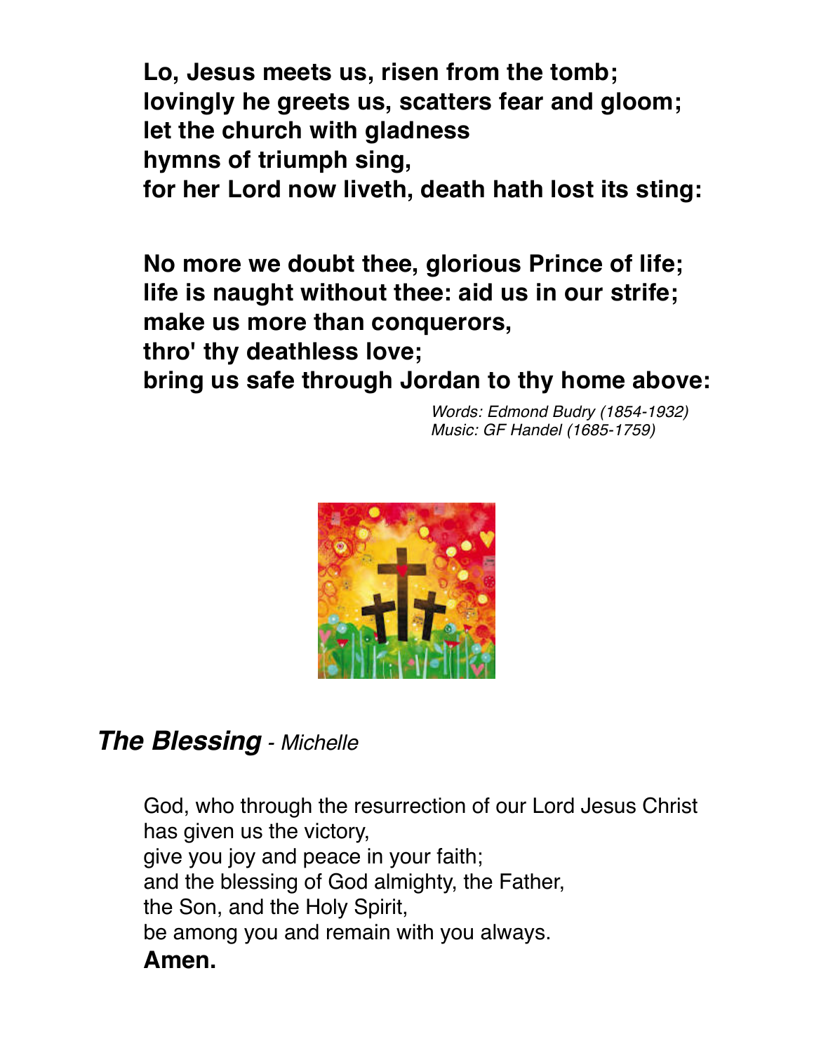**Lo, Jesus meets us, risen from the tomb;**
**lovingly he greets us, scatters fear and gloom;**
**let the church with gladness**
**hymns of triumph sing,**
**for her Lord now liveth, death hath lost its sting:**

**No more we doubt thee, glorious Prince of life;**
**life is naught without thee: aid us in our strife;**
**make us more than conquerors,**
**thro' thy deathless love;**
**bring us safe through Jordan to thy home above:**

*Words: Edmond Budry (1854-1932)*
*Music: GF Handel (1685-1759)*

## ***The Blessing*** *- Michelle*

God, who through the resurrection of our Lord Jesus Christ
has given us the victory,
give you joy and peace in your faith;
and the blessing of God almighty, the Father,
the Son, and the Holy Spirit,
be among you and remain with you always.
**Amen.**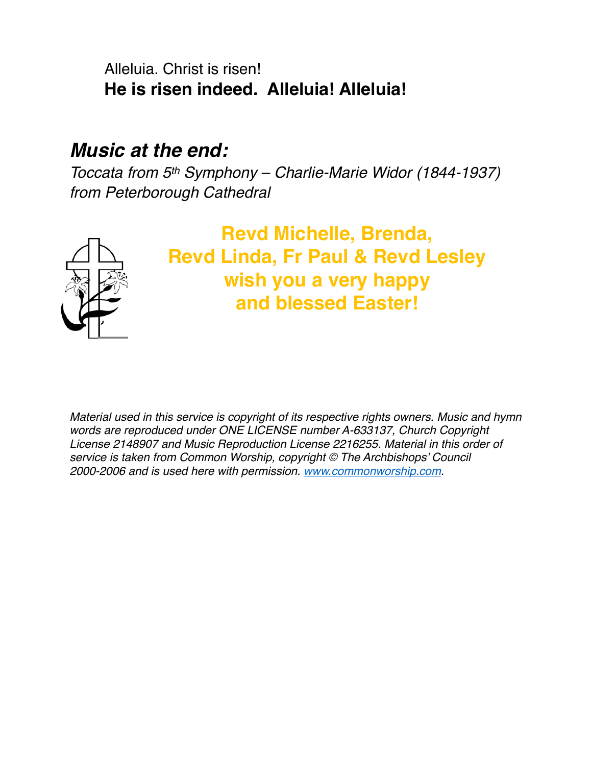Alleluia. Christ is risen!
**He is risen indeed. Alleluia! Alleluia!**

## ***Music at the end:***

*Toccata from 5th Symphony – Charlie-Marie Widor (1844-1937)*
*from Peterborough Cathedral*

**Revd Michelle, Brenda,**
**Revd Linda, Fr Paul & Revd Lesley**
**wish you a very happy**
**and blessed Easter!**

*Material used in this service is copyright of its respective rights owners. Music and hymn words are reproduced under ONE LICENSE number A-633137, Church Copyright License 2148907 and Music Reproduction License 2216255. Material in this order of service is taken from Common Worship, copyright © The Archbishops' Council 2000-2006 and is used here with permission. [www.commonworship.com](http://www.commonworship.com).*